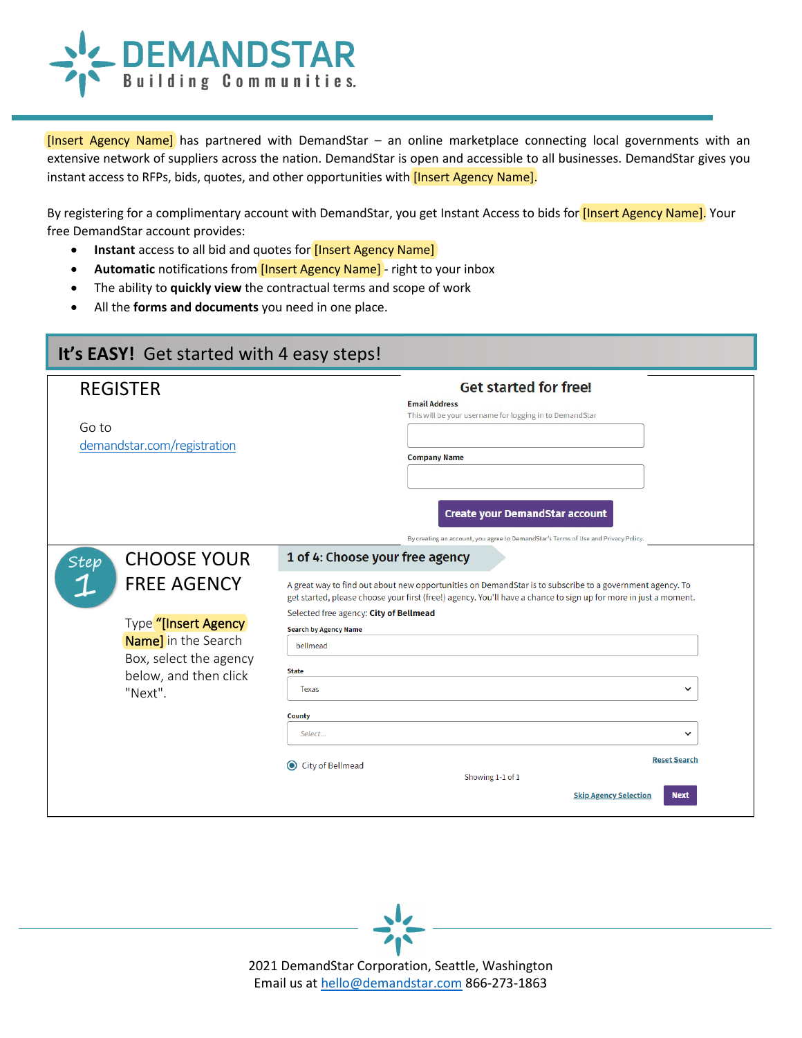# DEMANDSTAR

Building Communities.

[Insert Agency Name] has partnered with DemandStar – an online marketplace connecting local governments with an extensive network of suppliers across the nation. DemandStar is open and accessible to all businesses. DemandStar gives you instant access to RFPs, bids, quotes, and other opportunities with [Insert Agency Name].

By registering for a complimentary account with DemandStar, you get Instant Access to bids for [Insert Agency Name]. Your free DemandStar account provides:

- **Instant** access to all bid and quotes for [Insert Agency Name]
- **Automatic** notifications from [Insert Agency Name] - right to your inbox
- The ability to **quickly view** the contractual terms and scope of work
- All the **forms and documents** you need in one place.

## It's EASY! Get started with 4 easy steps!

### REGISTER

Go to [demandstar.com/registration](demandstar.com/registration)

**Get started for free!**

Email Address
This will be your username for logging in to DemandStar

Company Name

Create your DemandStar account

By creating an account, you agree to DemandStar's Terms of Use and Privacy Policy.

### Step 1 — CHOOSE YOUR FREE AGENCY

Type **"[Insert Agency Name]** in the Search Box, select the agency below, and then click "Next".

**1 of 4: Choose your free agency**

A great way to find out about new opportunities on DemandStar is to subscribe to a government agency. To get started, please choose your first (free!) agency. You'll have a chance to sign up for more in just a moment.

Selected free agency: **City of Bellmead**

Search by Agency Name: bellmead

State: Texas

County: Select...

Reset Search

City of Bellmead

Showing 1-1 of 1

Skip Agency Selection | Next

2021 DemandStar Corporation, Seattle, Washington
Email us at [hello@demandstar.com](mailto:hello@demandstar.com) 866-273-1863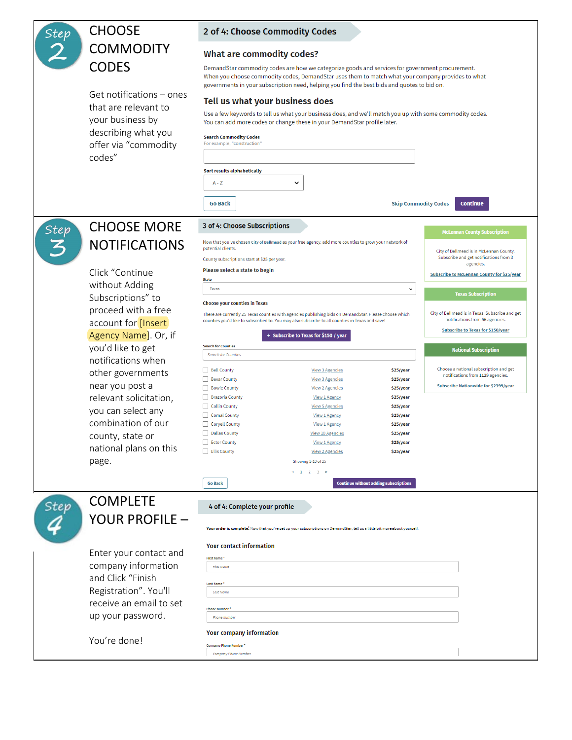## Step 2

# CHOOSE COMMODITY CODES

Get notifications – ones that are relevant to your business by describing what you offer via "commodity codes"

### 2 of 4: Choose Commodity Codes

**What are commodity codes?**

DemandStar commodity codes are how we categorize goods and services for government procurement. When you choose commodity codes, DemandStar uses them to match what your company provides to what governments in your subscription need, helping you find the best bids and quotes to bid on.

**Tell us what your business does**

Use a few keywords to tell us what your business does, and we'll match you up with some commodity codes. You can add more codes or change these in your DemandStar profile later.

Search Commodity Codes
For example, "construction"

Sort results alphabetically
A - Z

Go Back | Skip Commodity Codes | Continue

## Step 3

# CHOOSE MORE NOTIFICATIONS

Click "Continue without Adding Subscriptions" to proceed with a free account for [Insert Agency Name]. Or, if you'd like to get notifications when other governments near you post a relevant solicitation, you can select any combination of our county, state or national plans on this page.

### 3 of 4: Choose Subscriptions

Now that you've chosen City of Bellmead as your free agency, add more counties to grow your network of potential clients.

County subscriptions start at $25 per year.

**Please select a state to begin**

State
Texas

**Choose your counties in Texas**

There are currently 25 Texas counties with agencies publishing bids on DemandStar. Please choose which counties you'd like to subscribed to. You may also subscribe to all counties in Texas and save!

+ Subscribe to Texas for $150 / year

Search for Counties

| | | |
|---|---|---|
| Bell County | View 3 Agencies | $25/year |
| Bexar County | View 3 Agencies | $25/year |
| Bowie County | View 2 Agencies | $25/year |
| Brazoria County | View 1 Agency | $25/year |
| Collin County | View 5 Agencies | $25/year |
| Comal County | View 1 Agency | $25/year |
| Coryell County | View 1 Agency | $25/year |
| Dallas County | View 10 Agencies | $25/year |
| Ector County | View 1 Agency | $25/year |
| Ellis County | View 2 Agencies | $25/year |

Showing 1-10 of 25

< 1 2 3 >

Go Back | Continue without adding subscriptions

**McLennan County Subscription**

City of Bellmead is in McLennan County. Subscribe and get notifications from 3 agencies.

Subscribe to McLennan County for $25/year

**Texas Subscription**

City of Bellmead is in Texas. Subscribe and get notifications from 56 agencies.

Subscribe to Texas for $150/year

**National Subscription**

Choose a national subscription and get notifications from 1129 agencies.

Subscribe Nationwide for $2399/year

## Step 4

# COMPLETE YOUR PROFILE –

Enter your contact and company information and Click "Finish Registration". You'll receive an email to set up your password.

You're done!

### 4 of 4: Complete your profile

**Your order is complete!** Now that you've set up your subscriptions on DemandStar, tell us a little bit more about yourself.

**Your contact information**

First Name *
First Name

Last Name *
Last Name

Phone Number *
Phone Number

**Your company information**

Company Phone Number *
Company Phone Number